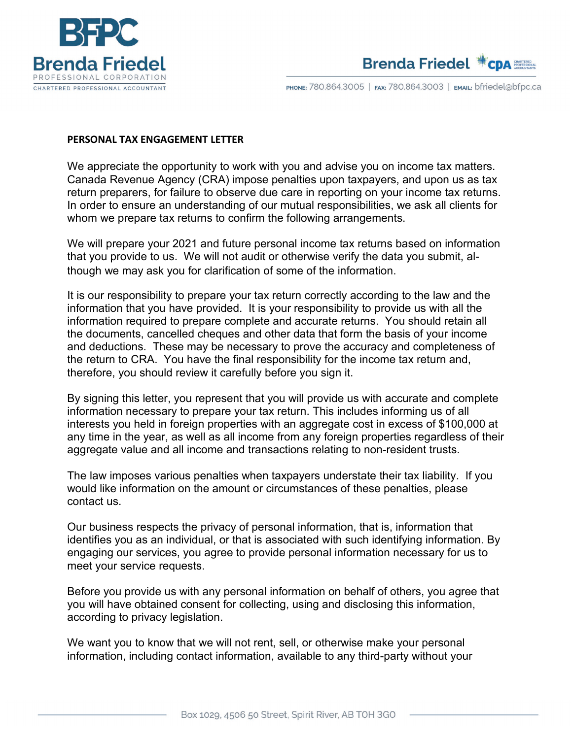# BFPC

**Brenda Friedel**
PROFESSIONAL CORPORATION
CHARTERED PROFESSIONAL ACCOUNTANT

Brenda Friedel CPA CHARTERED PROFESSIONAL ACCOUNTANTS

PHONE: 780.864.3005 | FAX: 780.864.3003 | EMAIL: bfriedel@bfpc.ca

**PERSONAL TAX ENGAGEMENT LETTER**

We appreciate the opportunity to work with you and advise you on income tax matters. Canada Revenue Agency (CRA) impose penalties upon taxpayers, and upon us as tax return preparers, for failure to observe due care in reporting on your income tax returns. In order to ensure an understanding of our mutual responsibilities, we ask all clients for whom we prepare tax returns to confirm the following arrangements.

We will prepare your 2021 and future personal income tax returns based on information that you provide to us. We will not audit or otherwise verify the data you submit, although we may ask you for clarification of some of the information.

It is our responsibility to prepare your tax return correctly according to the law and the information that you have provided. It is your responsibility to provide us with all the information required to prepare complete and accurate returns. You should retain all the documents, cancelled cheques and other data that form the basis of your income and deductions. These may be necessary to prove the accuracy and completeness of the return to CRA. You have the final responsibility for the income tax return and, therefore, you should review it carefully before you sign it.

By signing this letter, you represent that you will provide us with accurate and complete information necessary to prepare your tax return. This includes informing us of all interests you held in foreign properties with an aggregate cost in excess of $100,000 at any time in the year, as well as all income from any foreign properties regardless of their aggregate value and all income and transactions relating to non-resident trusts.

The law imposes various penalties when taxpayers understate their tax liability. If you would like information on the amount or circumstances of these penalties, please contact us.

Our business respects the privacy of personal information, that is, information that identifies you as an individual, or that is associated with such identifying information. By engaging our services, you agree to provide personal information necessary for us to meet your service requests.

Before you provide us with any personal information on behalf of others, you agree that you will have obtained consent for collecting, using and disclosing this information, according to privacy legislation.

We want you to know that we will not rent, sell, or otherwise make your personal information, including contact information, available to any third-party without your

Box 1029, 4506 50 Street, Spirit River, AB T0H 3G0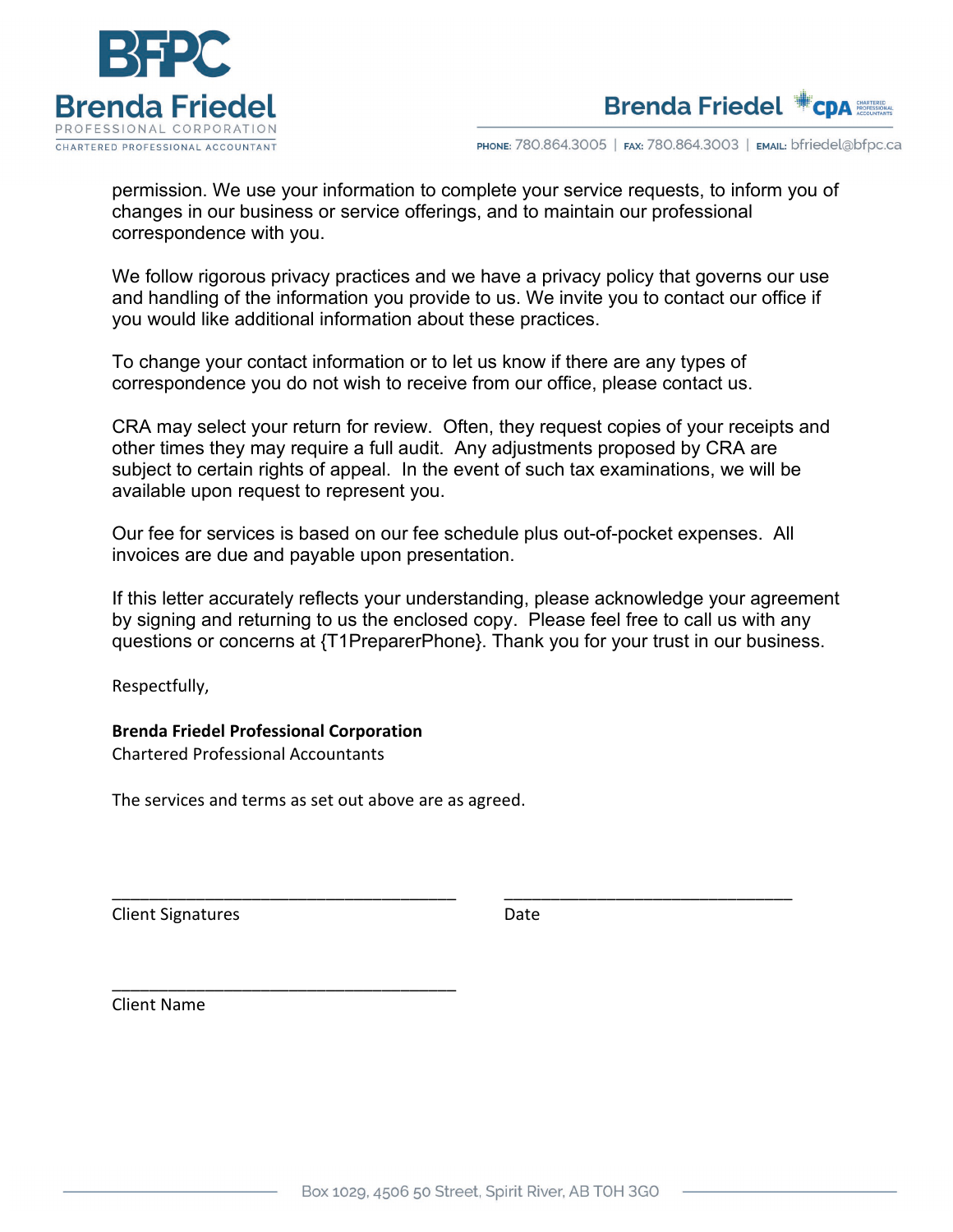permission. We use your information to complete your service requests, to inform you of changes in our business or service offerings, and to maintain our professional correspondence with you.

We follow rigorous privacy practices and we have a privacy policy that governs our use and handling of the information you provide to us. We invite you to contact our office if you would like additional information about these practices.

To change your contact information or to let us know if there are any types of correspondence you do not wish to receive from our office, please contact us.

CRA may select your return for review. Often, they request copies of your receipts and other times they may require a full audit. Any adjustments proposed by CRA are subject to certain rights of appeal. In the event of such tax examinations, we will be available upon request to represent you.

Our fee for services is based on our fee schedule plus out-of-pocket expenses. All invoices are due and payable upon presentation.

If this letter accurately reflects your understanding, please acknowledge your agreement by signing and returning to us the enclosed copy. Please feel free to call us with any questions or concerns at {T1PreparerPhone}. Thank you for your trust in our business.

Respectfully,

**Brenda Friedel Professional Corporation**
Chartered Professional Accountants

The services and terms as set out above are as agreed.

_____________________________________ _______________________________
Client Signatures Date

_____________________________________
Client Name